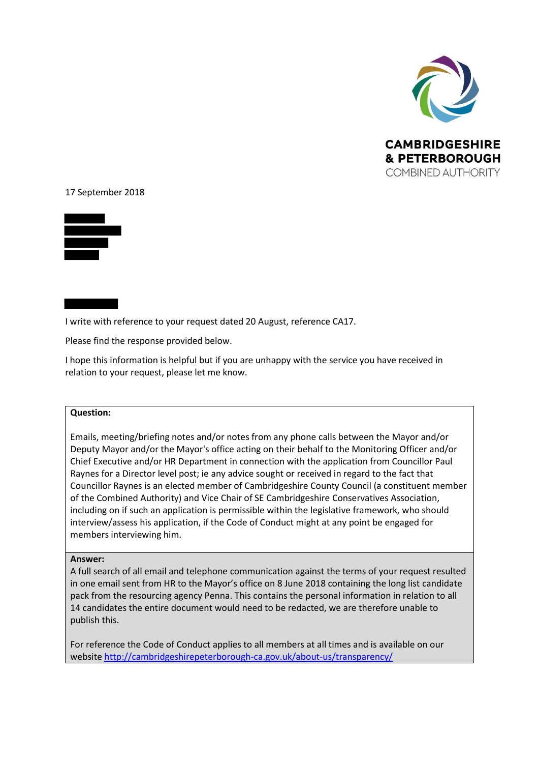**CAMBRIDGESHIRE & PETERBOROUGH**
COMBINED AUTHORITY

17 September 2018

I write with reference to your request dated 20 August, reference CA17.

Please find the response provided below.

I hope this information is helpful but if you are unhappy with the service you have received in relation to your request, please let me know.

**Question:**

Emails, meeting/briefing notes and/or notes from any phone calls between the Mayor and/or Deputy Mayor and/or the Mayor's office acting on their behalf to the Monitoring Officer and/or Chief Executive and/or HR Department in connection with the application from Councillor Paul Raynes for a Director level post; ie any advice sought or received in regard to the fact that Councillor Raynes is an elected member of Cambridgeshire County Council (a constituent member of the Combined Authority) and Vice Chair of SE Cambridgeshire Conservatives Association, including on if such an application is permissible within the legislative framework, who should interview/assess his application, if the Code of Conduct might at any point be engaged for members interviewing him.

**Answer:**

A full search of all email and telephone communication against the terms of your request resulted in one email sent from HR to the Mayor's office on 8 June 2018 containing the long list candidate pack from the resourcing agency Penna. This contains the personal information in relation to all 14 candidates the entire document would need to be redacted, we are therefore unable to publish this.

For reference the Code of Conduct applies to all members at all times and is available on our website http://cambridgeshirepeterborough-ca.gov.uk/about-us/transparency/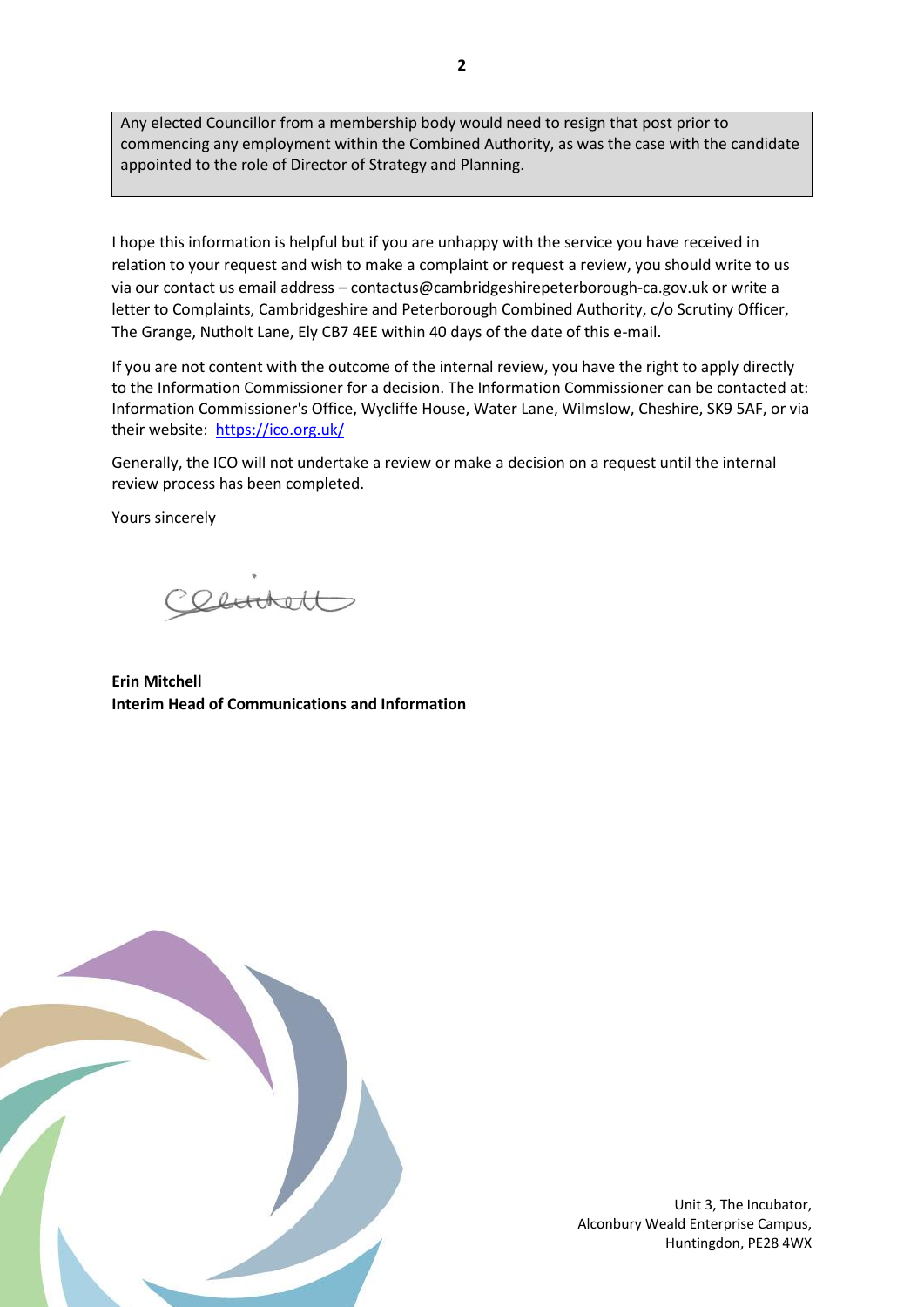Any elected Councillor from a membership body would need to resign that post prior to commencing any employment within the Combined Authority, as was the case with the candidate appointed to the role of Director of Strategy and Planning.

I hope this information is helpful but if you are unhappy with the service you have received in relation to your request and wish to make a complaint or request a review, you should write to us via our contact us email address – contactus@cambridgeshirepeterborough-ca.gov.uk or write a letter to Complaints, Cambridgeshire and Peterborough Combined Authority, c/o Scrutiny Officer, The Grange, Nutholt Lane, Ely CB7 4EE within 40 days of the date of this e-mail.

If you are not content with the outcome of the internal review, you have the right to apply directly to the Information Commissioner for a decision. The Information Commissioner can be contacted at: Information Commissioner's Office, Wycliffe House, Water Lane, Wilmslow, Cheshire, SK9 5AF, or via their website: https://ico.org.uk/

Generally, the ICO will not undertake a review or make a decision on a request until the internal review process has been completed.

Yours sincerely

**Erin Mitchell**
**Interim Head of Communications and Information**

Unit 3, The Incubator,
Alconbury Weald Enterprise Campus,
Huntingdon, PE28 4WX